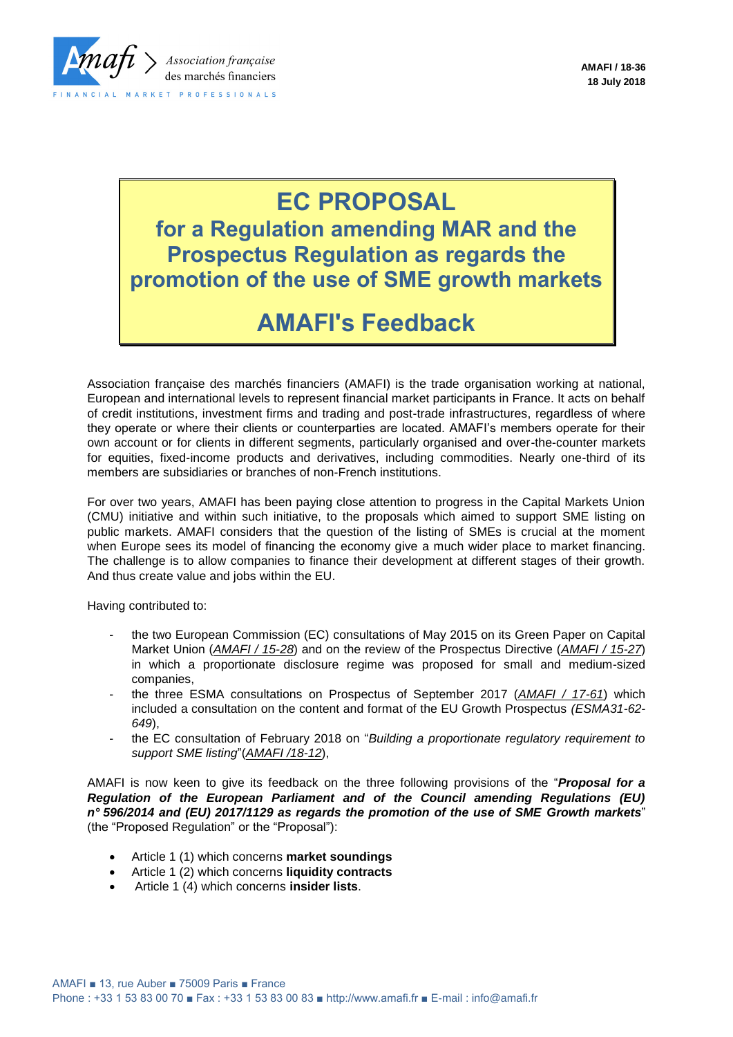AMAFI / 18-36
18 July 2018

# EC PROPOSAL
## for a Regulation amending MAR and the Prospectus Regulation as regards the promotion of the use of SME growth markets

# AMAFI's Feedback

Association française des marchés financiers (AMAFI) is the trade organisation working at national, European and international levels to represent financial market participants in France. It acts on behalf of credit institutions, investment firms and trading and post-trade infrastructures, regardless of where they operate or where their clients or counterparties are located. AMAFI's members operate for their own account or for clients in different segments, particularly organised and over-the-counter markets for equities, fixed-income products and derivatives, including commodities. Nearly one-third of its members are subsidiaries or branches of non-French institutions.

For over two years, AMAFI has been paying close attention to progress in the Capital Markets Union (CMU) initiative and within such initiative, to the proposals which aimed to support SME listing on public markets. AMAFI considers that the question of the listing of SMEs is crucial at the moment when Europe sees its model of financing the economy give a much wider place to market financing. The challenge is to allow companies to finance their development at different stages of their growth. And thus create value and jobs within the EU.

Having contributed to:

- the two European Commission (EC) consultations of May 2015 on its Green Paper on Capital Market Union (*AMAFI / 15-28*) and on the review of the Prospectus Directive (*AMAFI / 15-27*) in which a proportionate disclosure regime was proposed for small and medium-sized companies,
- the three ESMA consultations on Prospectus of September 2017 (*AMAFI / 17-61*) which included a consultation on the content and format of the EU Growth Prospectus *(ESMA31-62-649)*,
- the EC consultation of February 2018 on "*Building a proportionate regulatory requirement to support SME listing*"(*AMAFI /18-12*),

AMAFI is now keen to give its feedback on the three following provisions of the "***Proposal for a Regulation of the European Parliament and of the Council amending Regulations (EU) n° 596/2014 and (EU) 2017/1129 as regards the promotion of the use of SME Growth markets***" (the "Proposed Regulation" or the "Proposal"):

- Article 1 (1) which concerns **market soundings**
- Article 1 (2) which concerns **liquidity contracts**
- Article 1 (4) which concerns **insider lists**.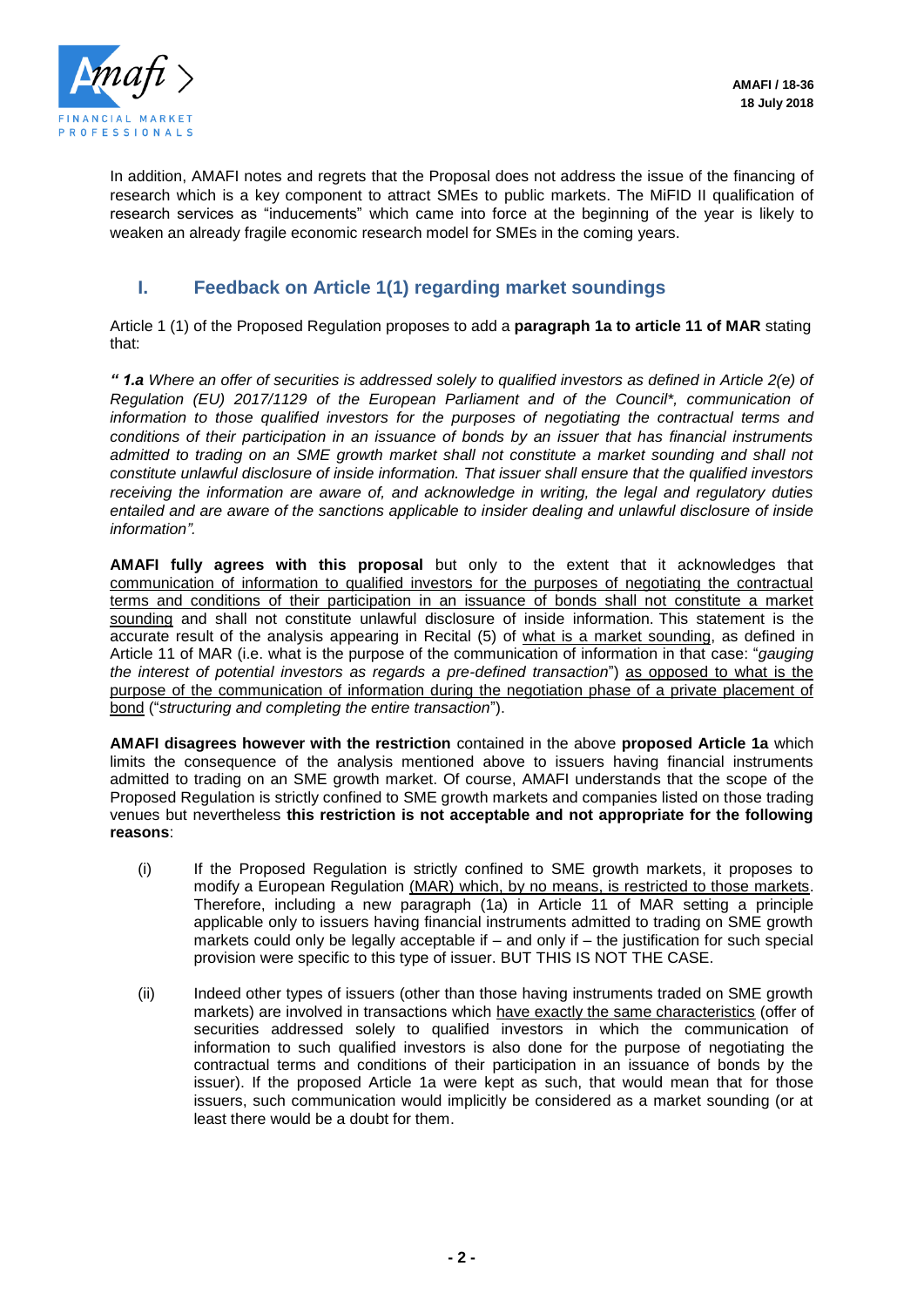In addition, AMAFI notes and regrets that the Proposal does not address the issue of the financing of research which is a key component to attract SMEs to public markets. The MiFID II qualification of research services as "inducements" which came into force at the beginning of the year is likely to weaken an already fragile economic research model for SMEs in the coming years.

## I. Feedback on Article 1(1) regarding market soundings

Article 1 (1) of the Proposed Regulation proposes to add a **paragraph 1a to article 11 of MAR** stating that:

*" **1.a** Where an offer of securities is addressed solely to qualified investors as defined in Article 2(e) of Regulation (EU) 2017/1129 of the European Parliament and of the Council\*, communication of information to those qualified investors for the purposes of negotiating the contractual terms and conditions of their participation in an issuance of bonds by an issuer that has financial instruments admitted to trading on an SME growth market shall not constitute a market sounding and shall not constitute unlawful disclosure of inside information. That issuer shall ensure that the qualified investors receiving the information are aware of, and acknowledge in writing, the legal and regulatory duties entailed and are aware of the sanctions applicable to insider dealing and unlawful disclosure of inside information".*

**AMAFI fully agrees with this proposal** but only to the extent that it acknowledges that communication of information to qualified investors for the purposes of negotiating the contractual terms and conditions of their participation in an issuance of bonds shall not constitute a market sounding and shall not constitute unlawful disclosure of inside information. This statement is the accurate result of the analysis appearing in Recital (5) of what is a market sounding, as defined in Article 11 of MAR (i.e. what is the purpose of the communication of information in that case: "*gauging the interest of potential investors as regards a pre-defined transaction*") as opposed to what is the purpose of the communication of information during the negotiation phase of a private placement of bond ("*structuring and completing the entire transaction*").

**AMAFI disagrees however with the restriction** contained in the above **proposed Article 1a** which limits the consequence of the analysis mentioned above to issuers having financial instruments admitted to trading on an SME growth market. Of course, AMAFI understands that the scope of the Proposed Regulation is strictly confined to SME growth markets and companies listed on those trading venues but nevertheless **this restriction is not acceptable and not appropriate for the following reasons**:

(i) If the Proposed Regulation is strictly confined to SME growth markets, it proposes to modify a European Regulation (MAR) which, by no means, is restricted to those markets. Therefore, including a new paragraph (1a) in Article 11 of MAR setting a principle applicable only to issuers having financial instruments admitted to trading on SME growth markets could only be legally acceptable if – and only if – the justification for such special provision were specific to this type of issuer. BUT THIS IS NOT THE CASE.

(ii) Indeed other types of issuers (other than those having instruments traded on SME growth markets) are involved in transactions which have exactly the same characteristics (offer of securities addressed solely to qualified investors in which the communication of information to such qualified investors is also done for the purpose of negotiating the contractual terms and conditions of their participation in an issuance of bonds by the issuer). If the proposed Article 1a were kept as such, that would mean that for those issuers, such communication would implicitly be considered as a market sounding (or at least there would be a doubt for them.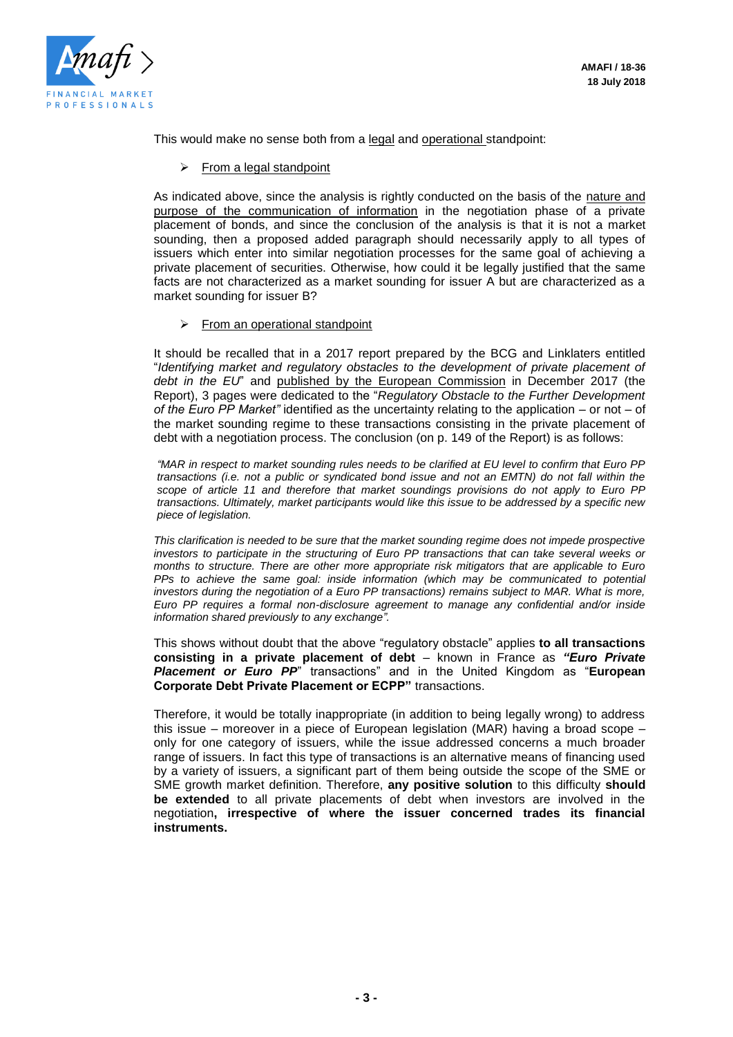This would make no sense both from a legal and operational standpoint:

➢ From a legal standpoint

As indicated above, since the analysis is rightly conducted on the basis of the nature and purpose of the communication of information in the negotiation phase of a private placement of bonds, and since the conclusion of the analysis is that it is not a market sounding, then a proposed added paragraph should necessarily apply to all types of issuers which enter into similar negotiation processes for the same goal of achieving a private placement of securities. Otherwise, how could it be legally justified that the same facts are not characterized as a market sounding for issuer A but are characterized as a market sounding for issuer B?

➢ From an operational standpoint

It should be recalled that in a 2017 report prepared by the BCG and Linklaters entitled "*Identifying market and regulatory obstacles to the development of private placement of debt in the EU*" and published by the European Commission in December 2017 (the Report), 3 pages were dedicated to the "*Regulatory Obstacle to the Further Development of the Euro PP Market"* identified as the uncertainty relating to the application – or not – of the market sounding regime to these transactions consisting in the private placement of debt with a negotiation process. The conclusion (on p. 149 of the Report) is as follows:

> *"MAR in respect to market sounding rules needs to be clarified at EU level to confirm that Euro PP transactions (i.e. not a public or syndicated bond issue and not an EMTN) do not fall within the scope of article 11 and therefore that market soundings provisions do not apply to Euro PP transactions. Ultimately, market participants would like this issue to be addressed by a specific new piece of legislation.*
>
> *This clarification is needed to be sure that the market sounding regime does not impede prospective investors to participate in the structuring of Euro PP transactions that can take several weeks or months to structure. There are other more appropriate risk mitigators that are applicable to Euro PPs to achieve the same goal: inside information (which may be communicated to potential investors during the negotiation of a Euro PP transactions) remains subject to MAR. What is more, Euro PP requires a formal non-disclosure agreement to manage any confidential and/or inside information shared previously to any exchange".*

This shows without doubt that the above "regulatory obstacle" applies **to all transactions consisting in a private placement of debt** – known in France as ***"Euro Private Placement or Euro PP***" transactions" and in the United Kingdom as "**European Corporate Debt Private Placement or ECPP"** transactions.

Therefore, it would be totally inappropriate (in addition to being legally wrong) to address this issue – moreover in a piece of European legislation (MAR) having a broad scope – only for one category of issuers, while the issue addressed concerns a much broader range of issuers. In fact this type of transactions is an alternative means of financing used by a variety of issuers, a significant part of them being outside the scope of the SME or SME growth market definition. Therefore, **any positive solution** to this difficulty **should be extended** to all private placements of debt when investors are involved in the negotiation**, irrespective of where the issuer concerned trades its financial instruments.**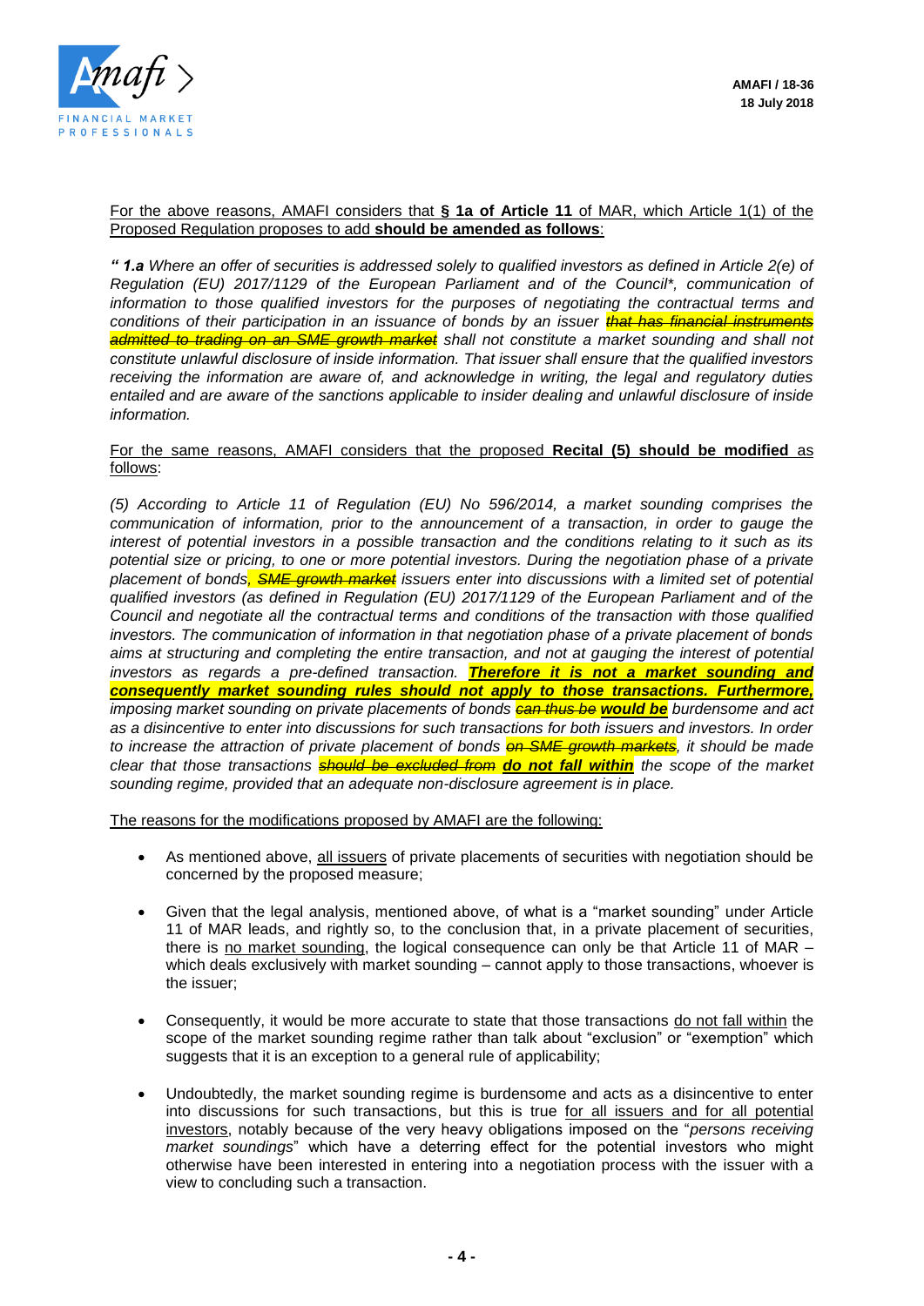For the above reasons, AMAFI considers that **§ 1a of Article 11** of MAR, which Article 1(1) of the Proposed Regulation proposes to add **should be amended as follows**:

*" **1.a** Where an offer of securities is addressed solely to qualified investors as defined in Article 2(e) of Regulation (EU) 2017/1129 of the European Parliament and of the Council\*, communication of information to those qualified investors for the purposes of negotiating the contractual terms and conditions of their participation in an issuance of bonds by an issuer ~~that has financial instruments admitted to trading on an SME growth market~~ shall not constitute a market sounding and shall not constitute unlawful disclosure of inside information. That issuer shall ensure that the qualified investors receiving the information are aware of, and acknowledge in writing, the legal and regulatory duties entailed and are aware of the sanctions applicable to insider dealing and unlawful disclosure of inside information.*

For the same reasons, AMAFI considers that the proposed **Recital (5) should be modified** as follows:

*(5) According to Article 11 of Regulation (EU) No 596/2014, a market sounding comprises the communication of information, prior to the announcement of a transaction, in order to gauge the interest of potential investors in a possible transaction and the conditions relating to it such as its potential size or pricing, to one or more potential investors. During the negotiation phase of a private placement of bonds~~, SME growth market~~ issuers enter into discussions with a limited set of potential qualified investors (as defined in Regulation (EU) 2017/1129 of the European Parliament and of the Council and negotiate all the contractual terms and conditions of the transaction with those qualified investors. The communication of information in that negotiation phase of a private placement of bonds aims at structuring and completing the entire transaction, and not at gauging the interest of potential investors as regards a pre-defined transaction. **Therefore it is not a market sounding and consequently market sounding rules should not apply to those transactions. Furthermore,** imposing market sounding on private placements of bonds ~~can thus be~~ **would be** burdensome and act as a disincentive to enter into discussions for such transactions for both issuers and investors. In order to increase the attraction of private placement of bonds ~~on SME growth markets~~, it should be made clear that those transactions ~~should be excluded from~~ **do not fall within** the scope of the market sounding regime, provided that an adequate non-disclosure agreement is in place.*

The reasons for the modifications proposed by AMAFI are the following:

- As mentioned above, all issuers of private placements of securities with negotiation should be concerned by the proposed measure;
- Given that the legal analysis, mentioned above, of what is a "market sounding" under Article 11 of MAR leads, and rightly so, to the conclusion that, in a private placement of securities, there is no market sounding, the logical consequence can only be that Article 11 of MAR – which deals exclusively with market sounding – cannot apply to those transactions, whoever is the issuer;
- Consequently, it would be more accurate to state that those transactions do not fall within the scope of the market sounding regime rather than talk about "exclusion" or "exemption" which suggests that it is an exception to a general rule of applicability;
- Undoubtedly, the market sounding regime is burdensome and acts as a disincentive to enter into discussions for such transactions, but this is true for all issuers and for all potential investors, notably because of the very heavy obligations imposed on the "*persons receiving market soundings*" which have a deterring effect for the potential investors who might otherwise have been interested in entering into a negotiation process with the issuer with a view to concluding such a transaction.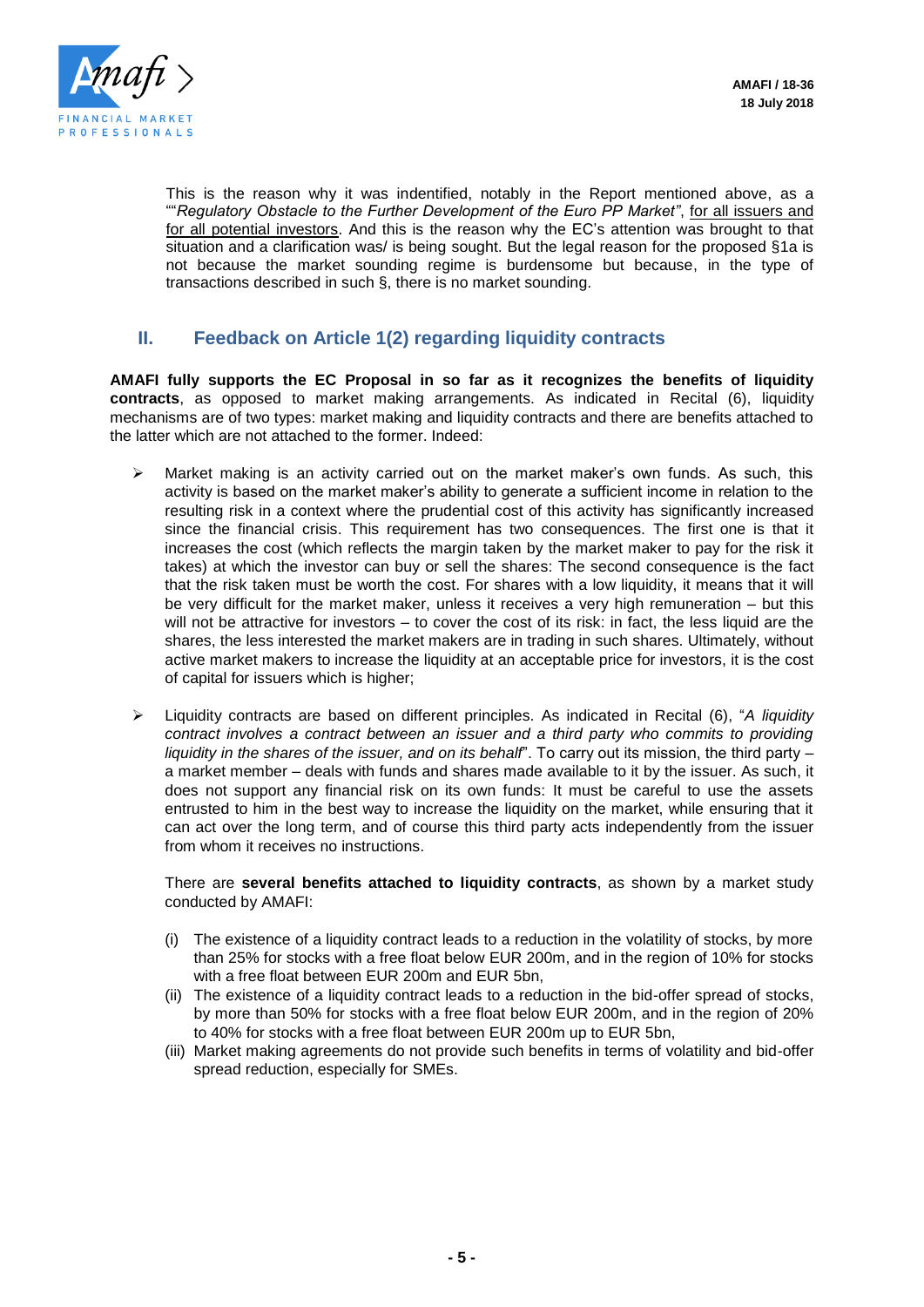This is the reason why it was indentified, notably in the Report mentioned above, as a "*"Regulatory Obstacle to the Further Development of the Euro PP Market"*, for all issuers and for all potential investors. And this is the reason why the EC's attention was brought to that situation and a clarification was/ is being sought. But the legal reason for the proposed §1a is not because the market sounding regime is burdensome but because, in the type of transactions described in such §, there is no market sounding.

## II. Feedback on Article 1(2) regarding liquidity contracts

**AMAFI fully supports the EC Proposal in so far as it recognizes the benefits of liquidity contracts**, as opposed to market making arrangements. As indicated in Recital (6), liquidity mechanisms are of two types: market making and liquidity contracts and there are benefits attached to the latter which are not attached to the former. Indeed:

- Market making is an activity carried out on the market maker's own funds. As such, this activity is based on the market maker's ability to generate a sufficient income in relation to the resulting risk in a context where the prudential cost of this activity has significantly increased since the financial crisis. This requirement has two consequences. The first one is that it increases the cost (which reflects the margin taken by the market maker to pay for the risk it takes) at which the investor can buy or sell the shares: The second consequence is the fact that the risk taken must be worth the cost. For shares with a low liquidity, it means that it will be very difficult for the market maker, unless it receives a very high remuneration – but this will not be attractive for investors – to cover the cost of its risk: in fact, the less liquid are the shares, the less interested the market makers are in trading in such shares. Ultimately, without active market makers to increase the liquidity at an acceptable price for investors, it is the cost of capital for issuers which is higher;

- Liquidity contracts are based on different principles. As indicated in Recital (6), "*A liquidity contract involves a contract between an issuer and a third party who commits to providing liquidity in the shares of the issuer, and on its behalf*". To carry out its mission, the third party – a market member – deals with funds and shares made available to it by the issuer. As such, it does not support any financial risk on its own funds: It must be careful to use the assets entrusted to him in the best way to increase the liquidity on the market, while ensuring that it can act over the long term, and of course this third party acts independently from the issuer from whom it receives no instructions.

  There are **several benefits attached to liquidity contracts**, as shown by a market study conducted by AMAFI:

  (i) The existence of a liquidity contract leads to a reduction in the volatility of stocks, by more than 25% for stocks with a free float below EUR 200m, and in the region of 10% for stocks with a free float between EUR 200m and EUR 5bn,
  (ii) The existence of a liquidity contract leads to a reduction in the bid-offer spread of stocks, by more than 50% for stocks with a free float below EUR 200m, and in the region of 20% to 40% for stocks with a free float between EUR 200m up to EUR 5bn,
  (iii) Market making agreements do not provide such benefits in terms of volatility and bid-offer spread reduction, especially for SMEs.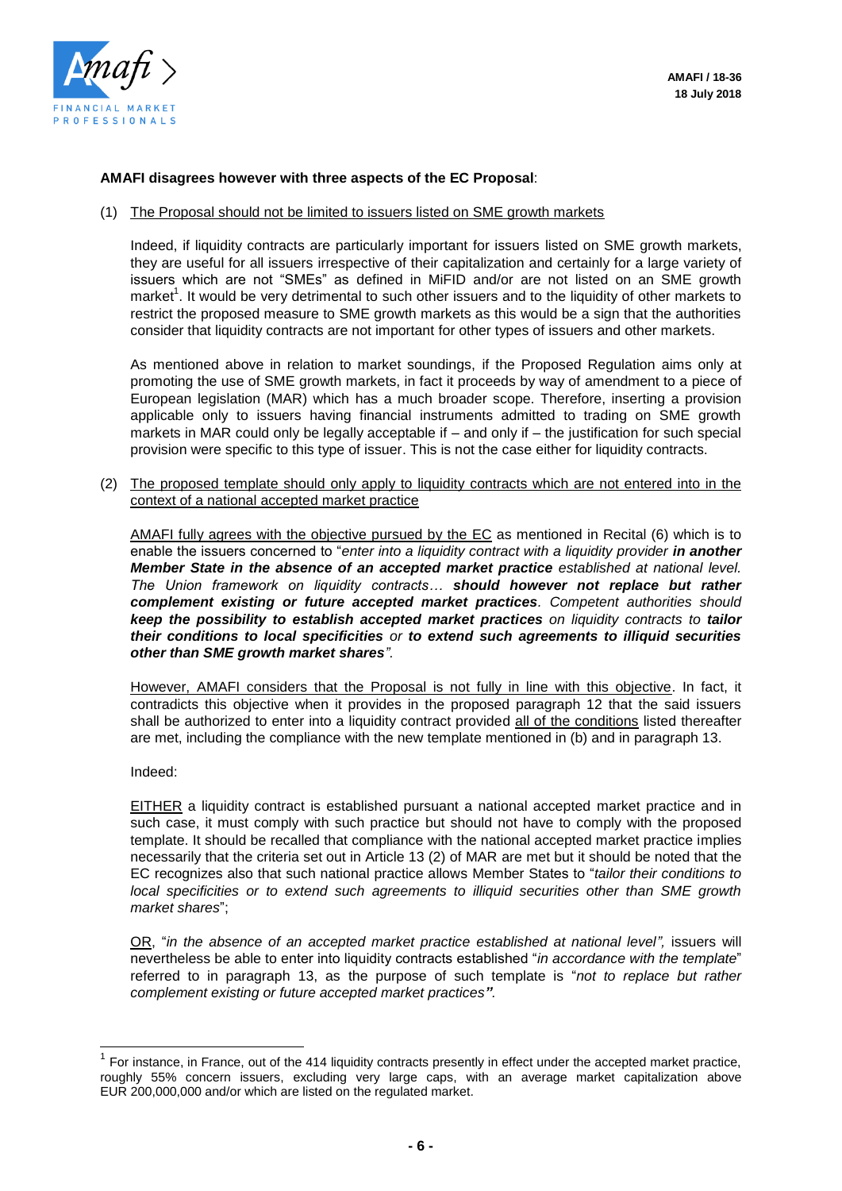**AMAFI disagrees however with three aspects of the EC Proposal**:

(1) The Proposal should not be limited to issuers listed on SME growth markets

Indeed, if liquidity contracts are particularly important for issuers listed on SME growth markets, they are useful for all issuers irrespective of their capitalization and certainly for a large variety of issuers which are not "SMEs" as defined in MiFID and/or are not listed on an SME growth market[1]. It would be very detrimental to such other issuers and to the liquidity of other markets to restrict the proposed measure to SME growth markets as this would be a sign that the authorities consider that liquidity contracts are not important for other types of issuers and other markets.

As mentioned above in relation to market soundings, if the Proposed Regulation aims only at promoting the use of SME growth markets, in fact it proceeds by way of amendment to a piece of European legislation (MAR) which has a much broader scope. Therefore, inserting a provision applicable only to issuers having financial instruments admitted to trading on SME growth markets in MAR could only be legally acceptable if – and only if – the justification for such special provision were specific to this type of issuer. This is not the case either for liquidity contracts.

(2) The proposed template should only apply to liquidity contracts which are not entered into in the context of a national accepted market practice

AMAFI fully agrees with the objective pursued by the EC as mentioned in Recital (6) which is to enable the issuers concerned to "*enter into a liquidity contract with a liquidity provider **in another Member State in the absence of an accepted market practice** established at national level. The Union framework on liquidity contracts… **should however not replace but rather complement existing or future accepted market practices**. Competent authorities should **keep the possibility to establish accepted market practices** on liquidity contracts to **tailor their conditions to local specificities** or **to extend such agreements to illiquid securities other than SME growth market shares**".*

However, AMAFI considers that the Proposal is not fully in line with this objective. In fact, it contradicts this objective when it provides in the proposed paragraph 12 that the said issuers shall be authorized to enter into a liquidity contract provided all of the conditions listed thereafter are met, including the compliance with the new template mentioned in (b) and in paragraph 13.

Indeed:

EITHER a liquidity contract is established pursuant a national accepted market practice and in such case, it must comply with such practice but should not have to comply with the proposed template. It should be recalled that compliance with the national accepted market practice implies necessarily that the criteria set out in Article 13 (2) of MAR are met but it should be noted that the EC recognizes also that such national practice allows Member States to "*tailor their conditions to local specificities or to extend such agreements to illiquid securities other than SME growth market shares*";

OR, "*in the absence of an accepted market practice established at national level",* issuers will nevertheless be able to enter into liquidity contracts established "*in accordance with the template*" referred to in paragraph 13, as the purpose of such template is "*not to replace but rather complement existing or future accepted market practices".*

[1] For instance, in France, out of the 414 liquidity contracts presently in effect under the accepted market practice, roughly 55% concern issuers, excluding very large caps, with an average market capitalization above EUR 200,000,000 and/or which are listed on the regulated market.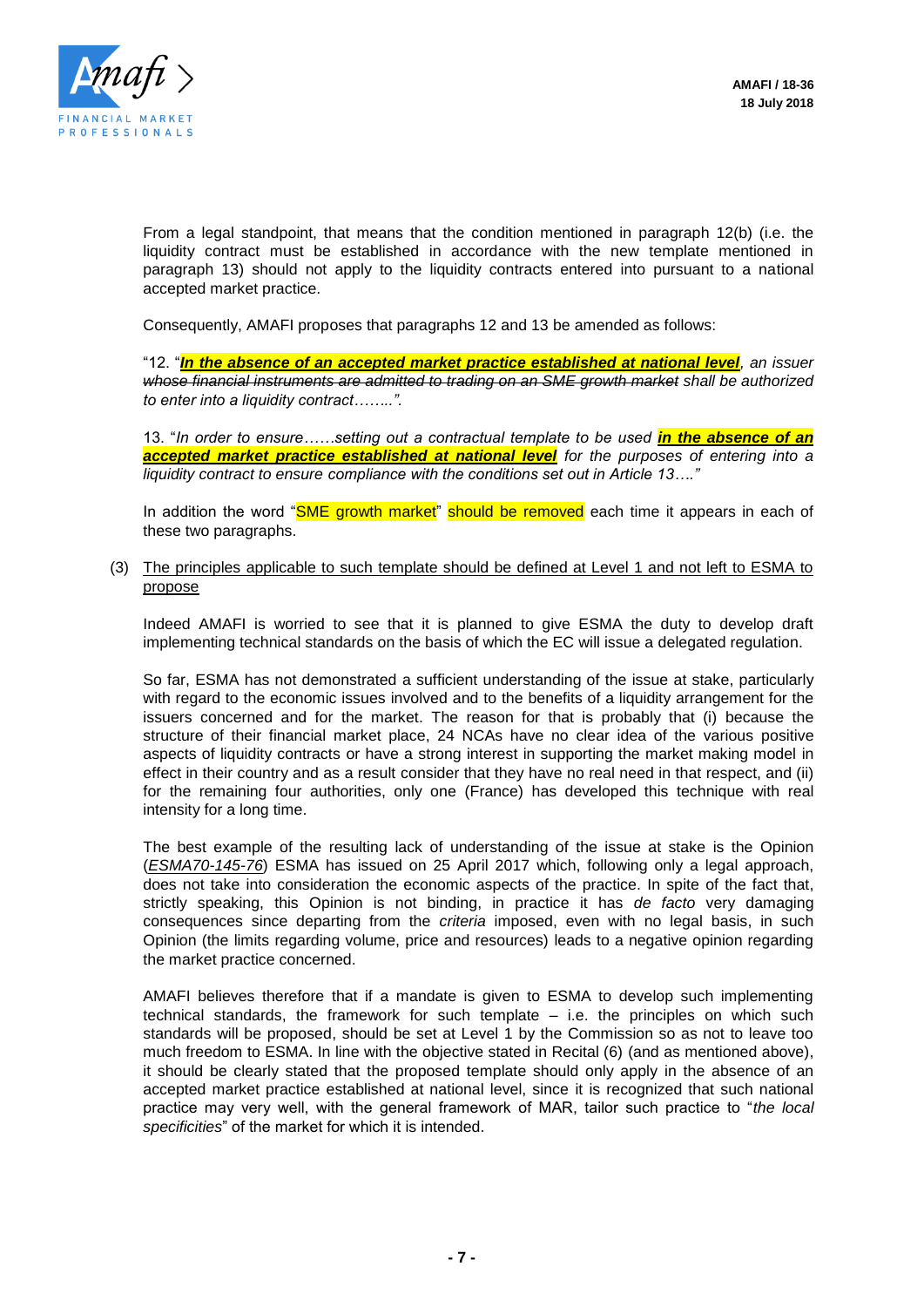From a legal standpoint, that means that the condition mentioned in paragraph 12(b) (i.e. the liquidity contract must be established in accordance with the new template mentioned in paragraph 13) should not apply to the liquidity contracts entered into pursuant to a national accepted market practice.

Consequently, AMAFI proposes that paragraphs 12 and 13 be amended as follows:

"12. "***<u>In the absence of an accepted market practice established at national level</u>***, *an issuer ~~whose financial instruments are admitted to trading on an SME growth market~~ shall be authorized to enter into a liquidity contract……..".*

13. "*In order to ensure……setting out a contractual template to be used* ***<u>in the absence of an accepted market practice established at national level</u>*** *for the purposes of entering into a liquidity contract to ensure compliance with the conditions set out in Article 13…."*

In addition the word "SME growth market" should be removed each time it appears in each of these two paragraphs.

(3) <u>The principles applicable to such template should be defined at Level 1 and not left to ESMA to propose</u>

Indeed AMAFI is worried to see that it is planned to give ESMA the duty to develop draft implementing technical standards on the basis of which the EC will issue a delegated regulation.

So far, ESMA has not demonstrated a sufficient understanding of the issue at stake, particularly with regard to the economic issues involved and to the benefits of a liquidity arrangement for the issuers concerned and for the market. The reason for that is probably that (i) because the structure of their financial market place, 24 NCAs have no clear idea of the various positive aspects of liquidity contracts or have a strong interest in supporting the market making model in effect in their country and as a result consider that they have no real need in that respect, and (ii) for the remaining four authorities, only one (France) has developed this technique with real intensity for a long time.

The best example of the resulting lack of understanding of the issue at stake is the Opinion (*ESMA70-145-76*) ESMA has issued on 25 April 2017 which, following only a legal approach, does not take into consideration the economic aspects of the practice. In spite of the fact that, strictly speaking, this Opinion is not binding, in practice it has *de facto* very damaging consequences since departing from the *criteria* imposed, even with no legal basis, in such Opinion (the limits regarding volume, price and resources) leads to a negative opinion regarding the market practice concerned.

AMAFI believes therefore that if a mandate is given to ESMA to develop such implementing technical standards, the framework for such template – i.e. the principles on which such standards will be proposed, should be set at Level 1 by the Commission so as not to leave too much freedom to ESMA. In line with the objective stated in Recital (6) (and as mentioned above), it should be clearly stated that the proposed template should only apply in the absence of an accepted market practice established at national level, since it is recognized that such national practice may very well, with the general framework of MAR, tailor such practice to "*the local specificities*" of the market for which it is intended.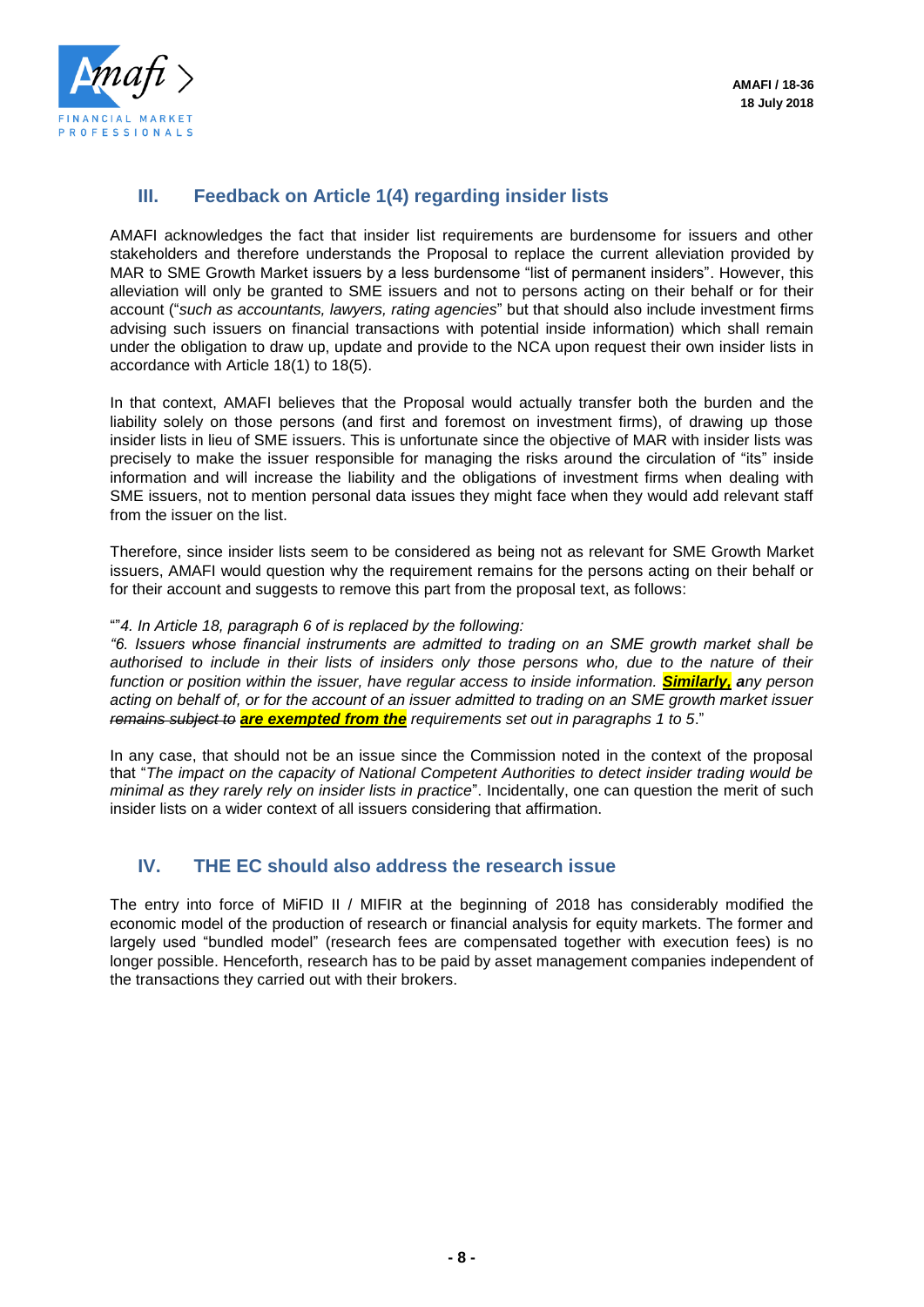## III. Feedback on Article 1(4) regarding insider lists

AMAFI acknowledges the fact that insider list requirements are burdensome for issuers and other stakeholders and therefore understands the Proposal to replace the current alleviation provided by MAR to SME Growth Market issuers by a less burdensome "list of permanent insiders". However, this alleviation will only be granted to SME issuers and not to persons acting on their behalf or for their account ("*such as accountants, lawyers, rating agencies*" but that should also include investment firms advising such issuers on financial transactions with potential inside information) which shall remain under the obligation to draw up, update and provide to the NCA upon request their own insider lists in accordance with Article 18(1) to 18(5).

In that context, AMAFI believes that the Proposal would actually transfer both the burden and the liability solely on those persons (and first and foremost on investment firms), of drawing up those insider lists in lieu of SME issuers. This is unfortunate since the objective of MAR with insider lists was precisely to make the issuer responsible for managing the risks around the circulation of "its" inside information and will increase the liability and the obligations of investment firms when dealing with SME issuers, not to mention personal data issues they might face when they would add relevant staff from the issuer on the list.

Therefore, since insider lists seem to be considered as being not as relevant for SME Growth Market issuers, AMAFI would question why the requirement remains for the persons acting on their behalf or for their account and suggests to remove this part from the proposal text, as follows:

""*4. In Article 18, paragraph 6 of is replaced by the following:*
*"6. Issuers whose financial instruments are admitted to trading on an SME growth market shall be authorised to include in their lists of insiders only those persons who, due to the nature of their function or position within the issuer, have regular access to inside information.* ***Similarly, a****ny person acting on behalf of, or for the account of an issuer admitted to trading on an SME growth market issuer* ~~*remains subject to*~~ ***are exempted from the*** *requirements set out in paragraphs 1 to 5*."

In any case, that should not be an issue since the Commission noted in the context of the proposal that "*The impact on the capacity of National Competent Authorities to detect insider trading would be minimal as they rarely rely on insider lists in practice*". Incidentally, one can question the merit of such insider lists on a wider context of all issuers considering that affirmation.

## IV. THE EC should also address the research issue

The entry into force of MiFID II / MIFIR at the beginning of 2018 has considerably modified the economic model of the production of research or financial analysis for equity markets. The former and largely used "bundled model" (research fees are compensated together with execution fees) is no longer possible. Henceforth, research has to be paid by asset management companies independent of the transactions they carried out with their brokers.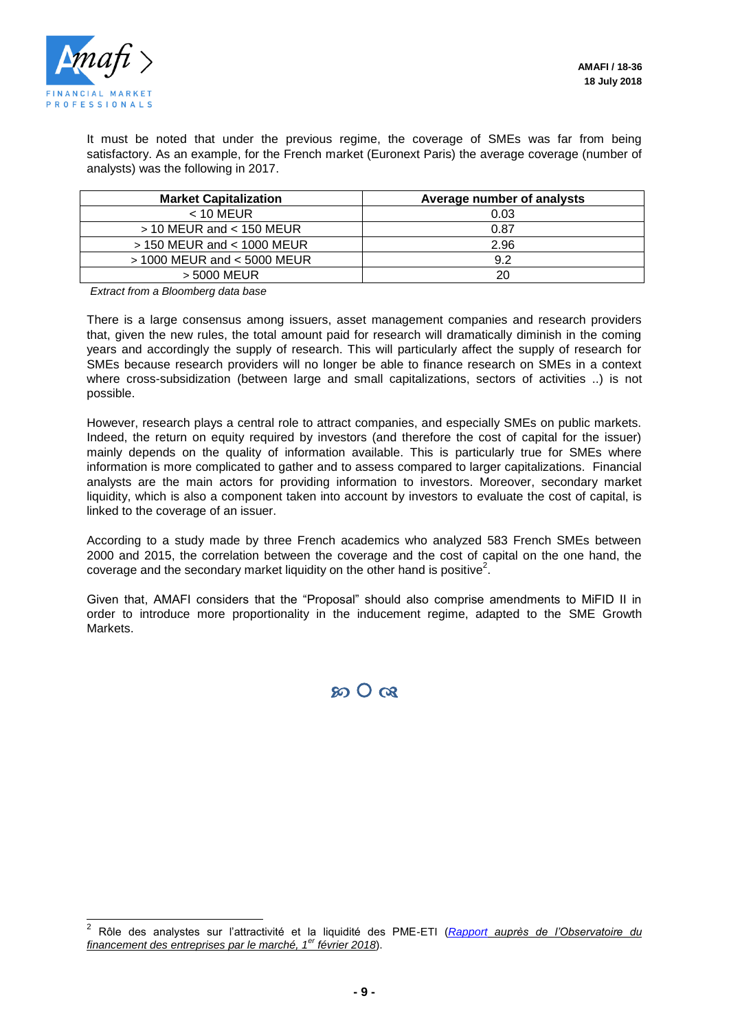It must be noted that under the previous regime, the coverage of SMEs was far from being satisfactory. As an example, for the French market (Euronext Paris) the average coverage (number of analysts) was the following in 2017.

| Market Capitalization | Average number of analysts |
|---|---|
| < 10 MEUR | 0.03 |
| > 10 MEUR and < 150 MEUR | 0.87 |
| > 150 MEUR and < 1000 MEUR | 2.96 |
| > 1000 MEUR and < 5000 MEUR | 9.2 |
| > 5000 MEUR | 20 |

*Extract from a Bloomberg data base*

There is a large consensus among issuers, asset management companies and research providers that, given the new rules, the total amount paid for research will dramatically diminish in the coming years and accordingly the supply of research. This will particularly affect the supply of research for SMEs because research providers will no longer be able to finance research on SMEs in a context where cross-subsidization (between large and small capitalizations, sectors of activities ..) is not possible.

However, research plays a central role to attract companies, and especially SMEs on public markets. Indeed, the return on equity required by investors (and therefore the cost of capital for the issuer) mainly depends on the quality of information available. This is particularly true for SMEs where information is more complicated to gather and to assess compared to larger capitalizations. Financial analysts are the main actors for providing information to investors. Moreover, secondary market liquidity, which is also a component taken into account by investors to evaluate the cost of capital, is linked to the coverage of an issuer.

According to a study made by three French academics who analyzed 583 French SMEs between 2000 and 2015, the correlation between the coverage and the cost of capital on the one hand, the coverage and the secondary market liquidity on the other hand is positive[2].

Given that, AMAFI considers that the "Proposal" should also comprise amendments to MiFID II in order to introduce more proportionality in the inducement regime, adapted to the SME Growth Markets.

ꕥ O ꕥ

---

[2] Rôle des analystes sur l'attractivité et la liquidité des PME-ETI (*Rapport auprès de l'Observatoire du financement des entreprises par le marché, 1er février 2018*).